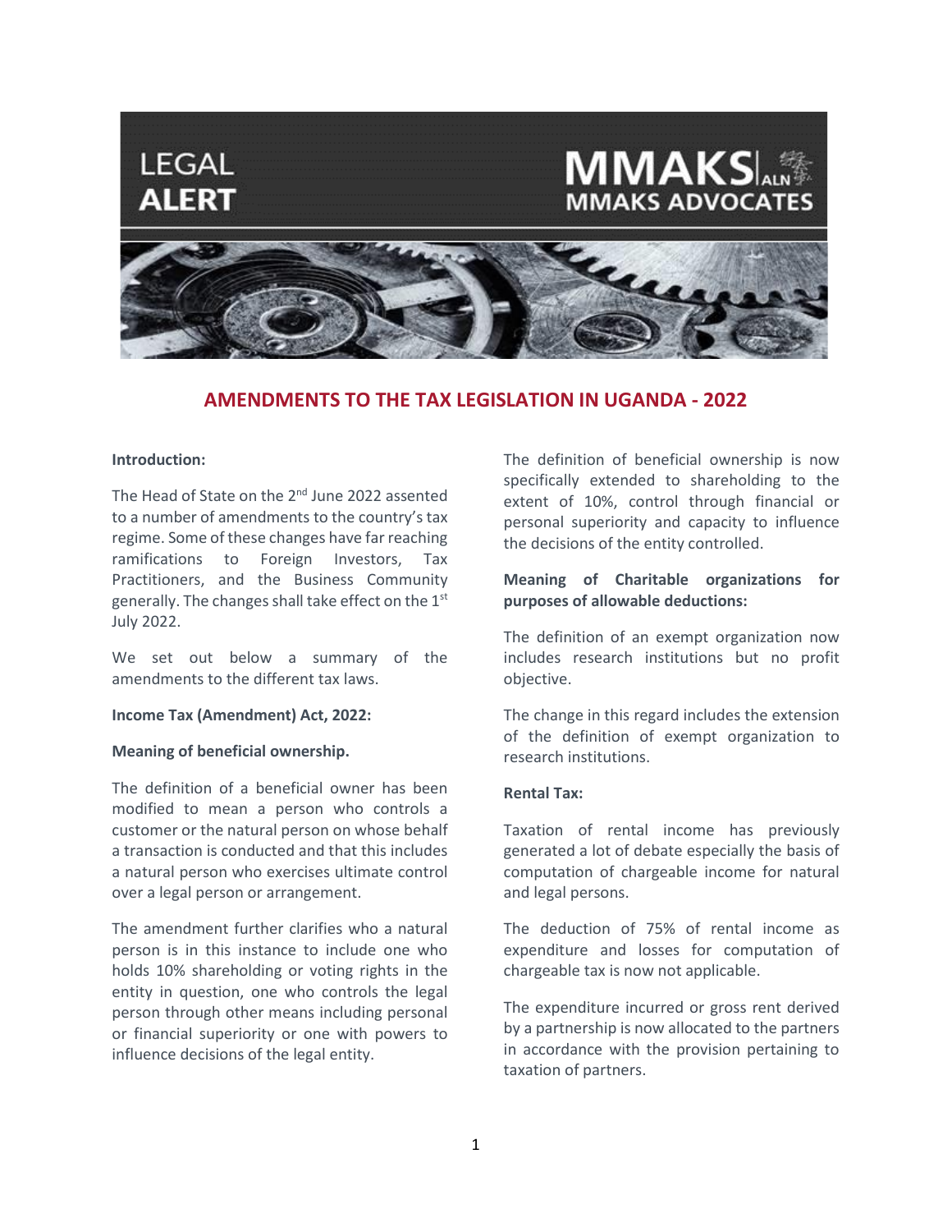LEGAL ALERT

MMAKS ADVOCATES

# AMENDMENTS TO THE TAX LEGISLATION IN UGANDA - 2022

**Introduction:**

The Head of State on the 2nd June 2022 assented to a number of amendments to the country's tax regime. Some of these changes have far reaching ramifications to Foreign Investors, Tax Practitioners, and the Business Community generally. The changes shall take effect on the 1st July 2022.

We set out below a summary of the amendments to the different tax laws.

**Income Tax (Amendment) Act, 2022:**

**Meaning of beneficial ownership.**

The definition of a beneficial owner has been modified to mean a person who controls a customer or the natural person on whose behalf a transaction is conducted and that this includes a natural person who exercises ultimate control over a legal person or arrangement.

The amendment further clarifies who a natural person is in this instance to include one who holds 10% shareholding or voting rights in the entity in question, one who controls the legal person through other means including personal or financial superiority or one with powers to influence decisions of the legal entity.

The definition of beneficial ownership is now specifically extended to shareholding to the extent of 10%, control through financial or personal superiority and capacity to influence the decisions of the entity controlled.

**Meaning of Charitable organizations for purposes of allowable deductions:**

The definition of an exempt organization now includes research institutions but no profit objective.

The change in this regard includes the extension of the definition of exempt organization to research institutions.

**Rental Tax:**

Taxation of rental income has previously generated a lot of debate especially the basis of computation of chargeable income for natural and legal persons.

The deduction of 75% of rental income as expenditure and losses for computation of chargeable tax is now not applicable.

The expenditure incurred or gross rent derived by a partnership is now allocated to the partners in accordance with the provision pertaining to taxation of partners.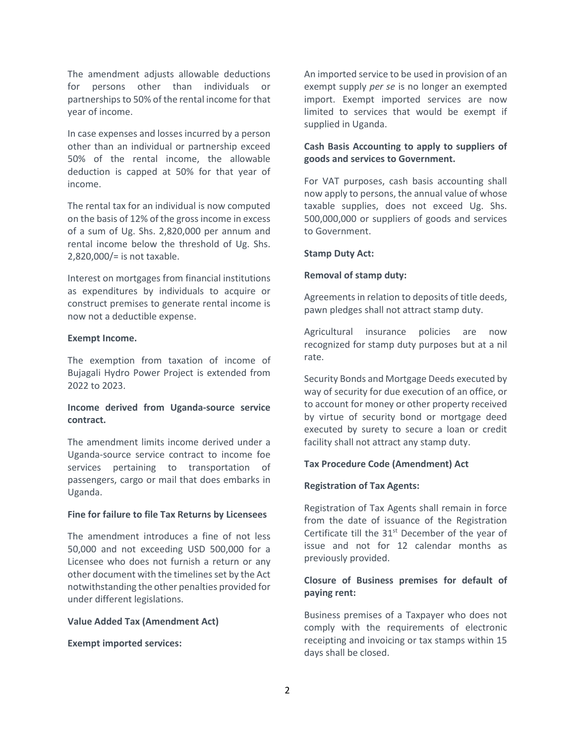The amendment adjusts allowable deductions for persons other than individuals or partnerships to 50% of the rental income for that year of income.

In case expenses and losses incurred by a person other than an individual or partnership exceed 50% of the rental income, the allowable deduction is capped at 50% for that year of income.

The rental tax for an individual is now computed on the basis of 12% of the gross income in excess of a sum of Ug. Shs. 2,820,000 per annum and rental income below the threshold of Ug. Shs. 2,820,000/= is not taxable.

Interest on mortgages from financial institutions as expenditures by individuals to acquire or construct premises to generate rental income is now not a deductible expense.

**Exempt Income.**

The exemption from taxation of income of Bujagali Hydro Power Project is extended from 2022 to 2023.

**Income derived from Uganda-source service contract.**

The amendment limits income derived under a Uganda-source service contract to income foe services pertaining to transportation of passengers, cargo or mail that does embarks in Uganda.

**Fine for failure to file Tax Returns by Licensees**

The amendment introduces a fine of not less 50,000 and not exceeding USD 500,000 for a Licensee who does not furnish a return or any other document with the timelines set by the Act notwithstanding the other penalties provided for under different legislations.

**Value Added Tax (Amendment Act)**

**Exempt imported services:**

An imported service to be used in provision of an exempt supply *per se* is no longer an exempted import. Exempt imported services are now limited to services that would be exempt if supplied in Uganda.

**Cash Basis Accounting to apply to suppliers of goods and services to Government.**

For VAT purposes, cash basis accounting shall now apply to persons, the annual value of whose taxable supplies, does not exceed Ug. Shs. 500,000,000 or suppliers of goods and services to Government.

**Stamp Duty Act:**

**Removal of stamp duty:**

Agreements in relation to deposits of title deeds, pawn pledges shall not attract stamp duty.

Agricultural insurance policies are now recognized for stamp duty purposes but at a nil rate.

Security Bonds and Mortgage Deeds executed by way of security for due execution of an office, or to account for money or other property received by virtue of security bond or mortgage deed executed by surety to secure a loan or credit facility shall not attract any stamp duty.

**Tax Procedure Code (Amendment) Act**

**Registration of Tax Agents:**

Registration of Tax Agents shall remain in force from the date of issuance of the Registration Certificate till the 31st December of the year of issue and not for 12 calendar months as previously provided.

**Closure of Business premises for default of paying rent:**

Business premises of a Taxpayer who does not comply with the requirements of electronic receipting and invoicing or tax stamps within 15 days shall be closed.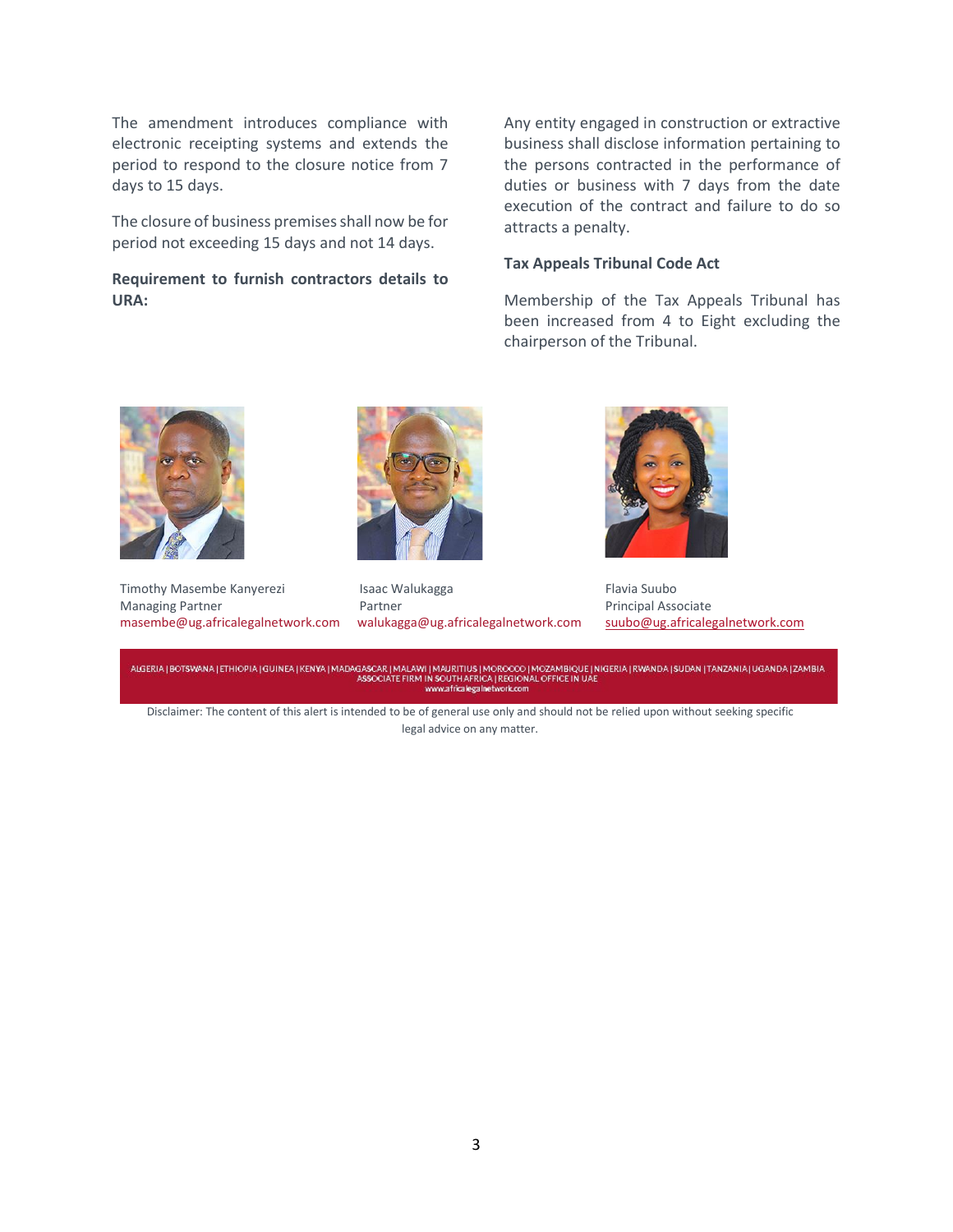The amendment introduces compliance with electronic receipting systems and extends the period to respond to the closure notice from 7 days to 15 days.

The closure of business premises shall now be for period not exceeding 15 days and not 14 days.

**Requirement to furnish contractors details to URA:**

Any entity engaged in construction or extractive business shall disclose information pertaining to the persons contracted in the performance of duties or business with 7 days from the date execution of the contract and failure to do so attracts a penalty.

**Tax Appeals Tribunal Code Act**

Membership of the Tax Appeals Tribunal has been increased from 4 to Eight excluding the chairperson of the Tribunal.

Timothy Masembe Kanyerezi
Managing Partner
masembe@ug.africalegalnetwork.com

Isaac Walukagga
Partner
walukagga@ug.africalegalnetwork.com

Flavia Suubo
Principal Associate
suubo@ug.africalegalnetwork.com

ALGERIA | BOTSWANA | ETHIOPIA | GUINEA | KENYA | MADAGASCAR | MALAWI | MAURITIUS | MOROCCO | MOZAMBIQUE | NIGERIA | RWANDA | SUDAN | TANZANIA | UGANDA | ZAMBIA
ASSOCIATE FIRM IN SOUTH AFRICA | REGIONAL OFFICE IN UAE
www.africalegalnetwork.com

Disclaimer: The content of this alert is intended to be of general use only and should not be relied upon without seeking specific legal advice on any matter.